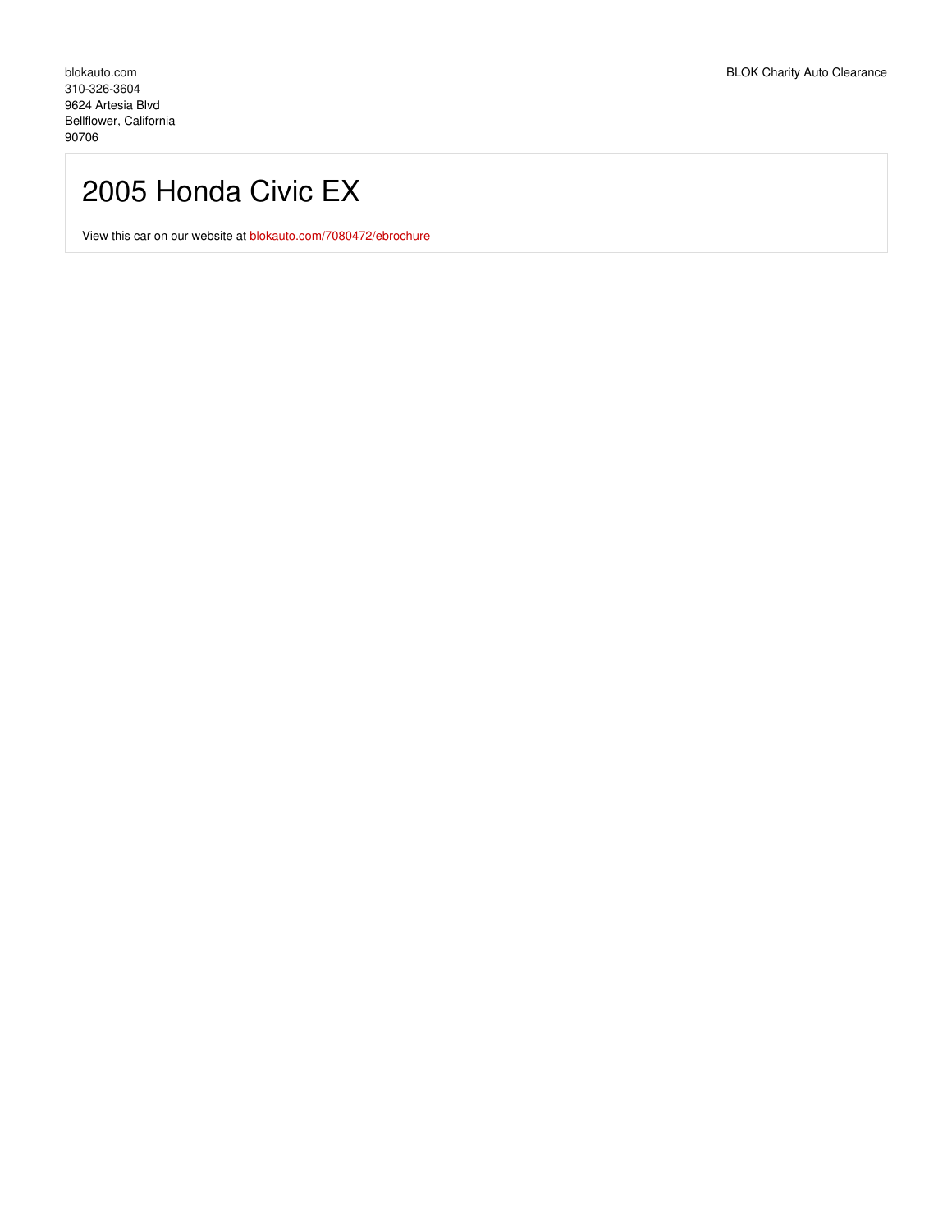blokauto.com
310-326-3604
9624 Artesia Blvd
Bellflower, California
90706

BLOK Charity Auto Clearance

# 2005 Honda Civic EX

View this car on our website at blokauto.com/7080472/ebrochure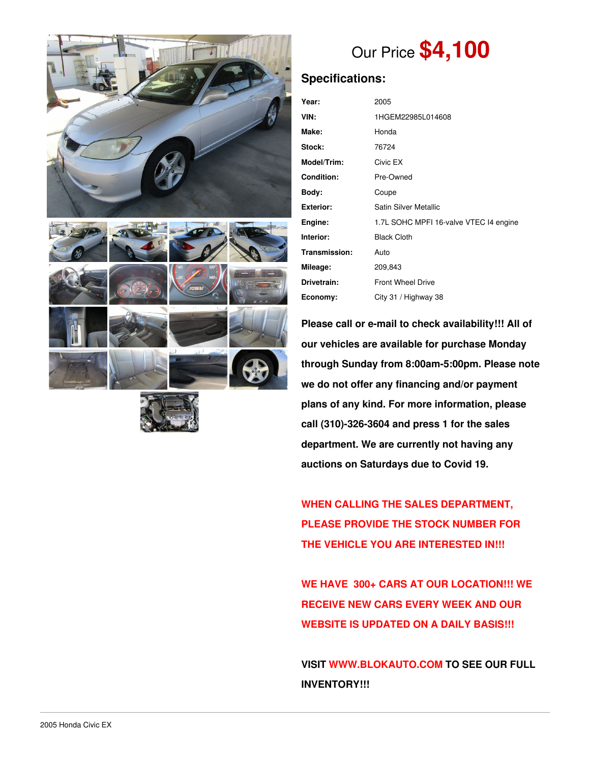Our Price **$4,100**

## Specifications:

| | |
|---|---|
| **Year:** | 2005 |
| **VIN:** | 1HGEM22985L014608 |
| **Make:** | Honda |
| **Stock:** | 76724 |
| **Model/Trim:** | Civic EX |
| **Condition:** | Pre-Owned |
| **Body:** | Coupe |
| **Exterior:** | Satin Silver Metallic |
| **Engine:** | 1.7L SOHC MPFI 16-valve VTEC I4 engine |
| **Interior:** | Black Cloth |
| **Transmission:** | Auto |
| **Mileage:** | 209,843 |
| **Drivetrain:** | Front Wheel Drive |
| **Economy:** | City 31 / Highway 38 |

**Please call or e-mail to check availability!!! All of our vehicles are available for purchase Monday through Sunday from 8:00am-5:00pm. Please note we do not offer any financing and/or payment plans of any kind. For more information, please call (310)-326-3604 and press 1 for the sales department. We are currently not having any auctions on Saturdays due to Covid 19.**

**WHEN CALLING THE SALES DEPARTMENT, PLEASE PROVIDE THE STOCK NUMBER FOR THE VEHICLE YOU ARE INTERESTED IN!!!**

**WE HAVE 300+ CARS AT OUR LOCATION!!! WE RECEIVE NEW CARS EVERY WEEK AND OUR WEBSITE IS UPDATED ON A DAILY BASIS!!!**

**VISIT WWW.BLOKAUTO.COM TO SEE OUR FULL INVENTORY!!!**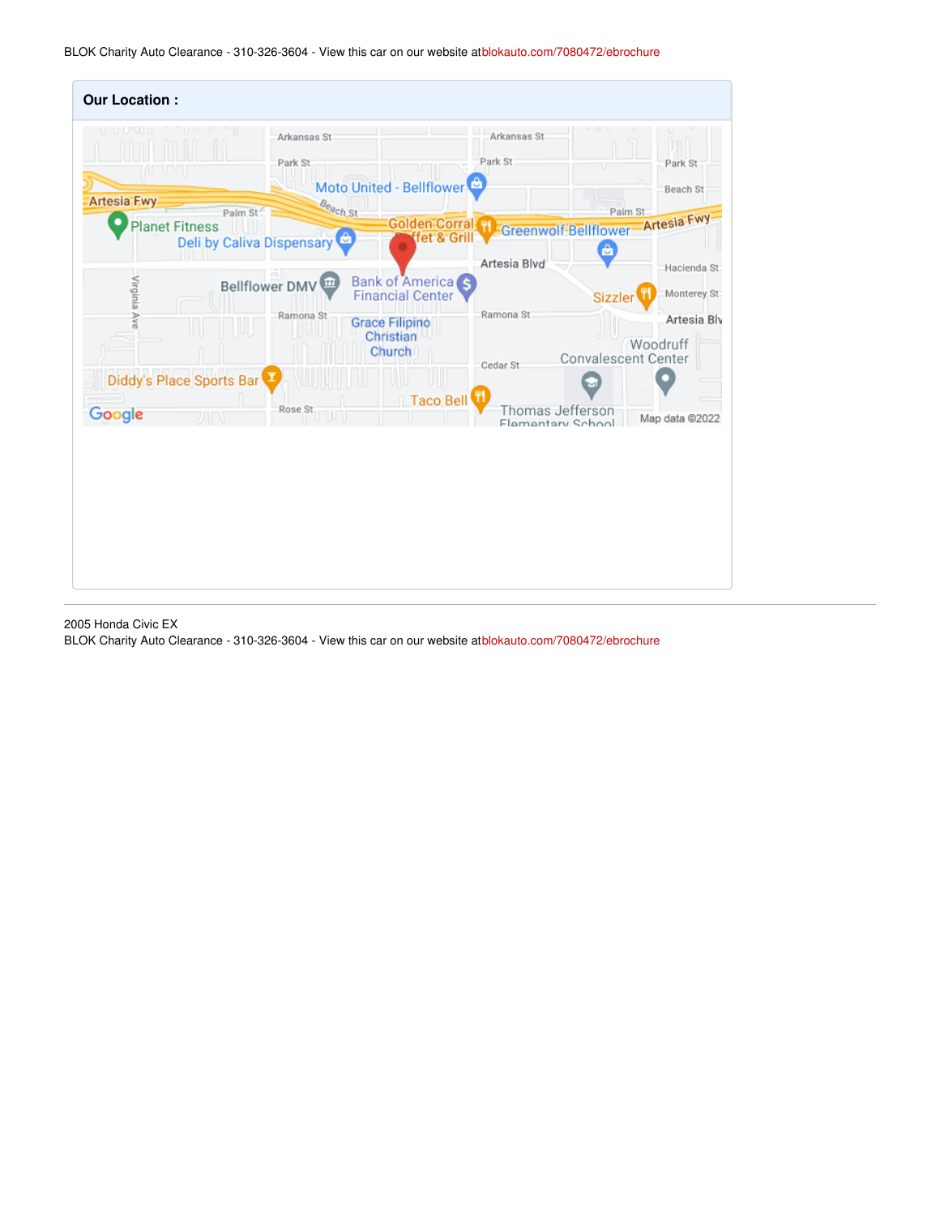## Our Location :

Arkansas St
Park St
Artesia Fwy
Moto United - Bellflower
Beach St
Palm St
Planet Fitness
Golden Corral Buffet & Grill
Greenwolf Bellflower
Deli by Caliva Dispensary
Artesia Blvd
Hacienda St
Bellflower DMV
Bank of America Financial Center
Sizzler
Monterey St
Virginia Ave
Ramona St
Grace Filipino Christian Church
Woodruff Convalescent Center
Cedar St
Diddy's Place Sports Bar
Taco Bell
Rose St
Thomas Jefferson Elementary School
Google
Map data ©2022

2005 Honda Civic EX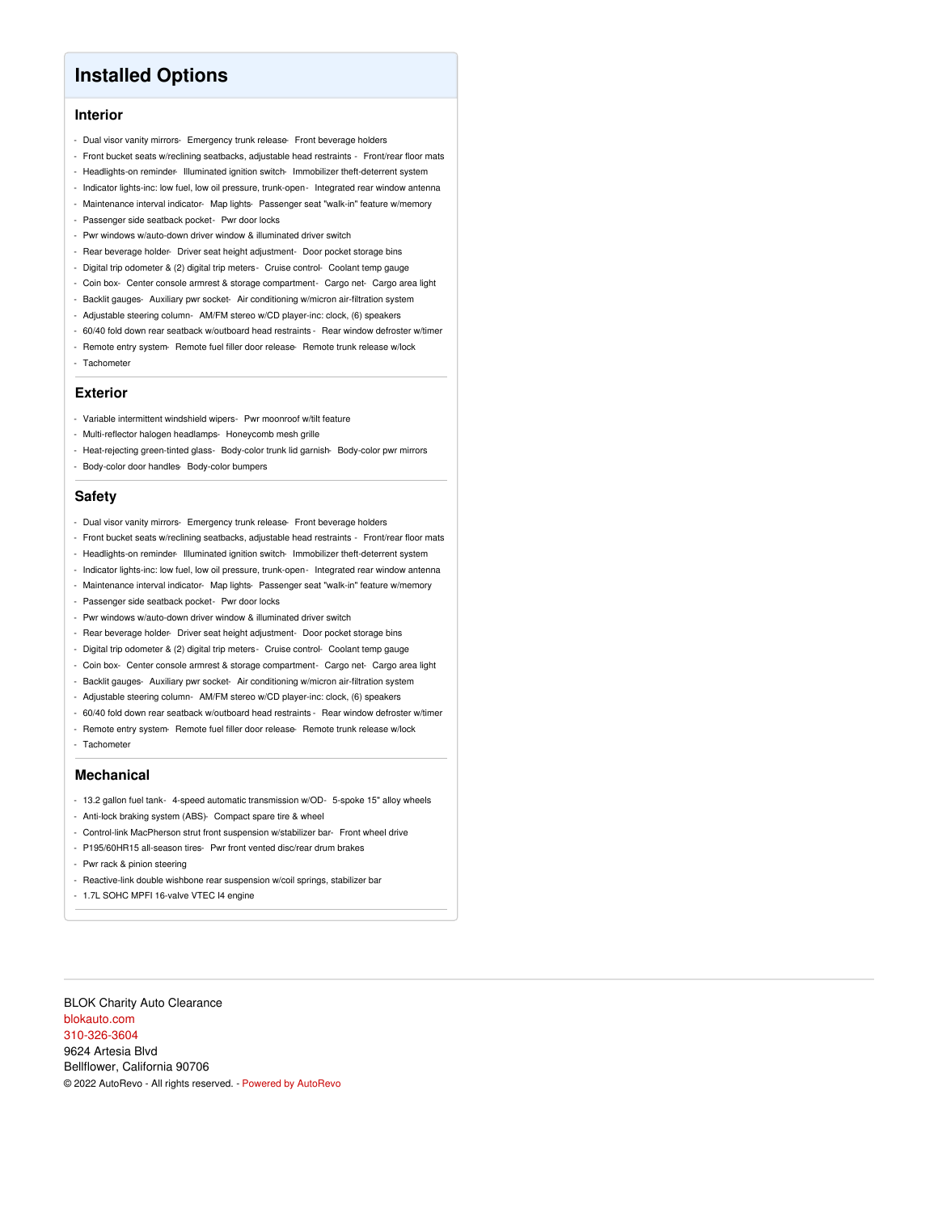# Installed Options

## Interior

- Dual visor vanity mirrors- Emergency trunk release- Front beverage holders
- Front bucket seats w/reclining seatbacks, adjustable head restraints - Front/rear floor mats
- Headlights-on reminder- Illuminated ignition switch- Immobilizer theft-deterrent system
- Indicator lights-inc: low fuel, low oil pressure, trunk-open- Integrated rear window antenna
- Maintenance interval indicator- Map lights- Passenger seat "walk-in" feature w/memory
- Passenger side seatback pocket- Pwr door locks
- Pwr windows w/auto-down driver window & illuminated driver switch
- Rear beverage holder- Driver seat height adjustment- Door pocket storage bins
- Digital trip odometer & (2) digital trip meters- Cruise control- Coolant temp gauge
- Coin box- Center console armrest & storage compartment- Cargo net- Cargo area light
- Backlit gauges- Auxiliary pwr socket- Air conditioning w/micron air-filtration system
- Adjustable steering column- AM/FM stereo w/CD player-inc: clock, (6) speakers
- 60/40 fold down rear seatback w/outboard head restraints - Rear window defroster w/timer
- Remote entry system- Remote fuel filler door release- Remote trunk release w/lock
- Tachometer

## Exterior

- Variable intermittent windshield wipers- Pwr moonroof w/tilt feature
- Multi-reflector halogen headlamps- Honeycomb mesh grille
- Heat-rejecting green-tinted glass- Body-color trunk lid garnish- Body-color pwr mirrors
- Body-color door handles- Body-color bumpers

## Safety

- Dual visor vanity mirrors- Emergency trunk release- Front beverage holders
- Front bucket seats w/reclining seatbacks, adjustable head restraints - Front/rear floor mats
- Headlights-on reminder- Illuminated ignition switch- Immobilizer theft-deterrent system
- Indicator lights-inc: low fuel, low oil pressure, trunk-open- Integrated rear window antenna
- Maintenance interval indicator- Map lights- Passenger seat "walk-in" feature w/memory
- Passenger side seatback pocket- Pwr door locks
- Pwr windows w/auto-down driver window & illuminated driver switch
- Rear beverage holder- Driver seat height adjustment- Door pocket storage bins
- Digital trip odometer & (2) digital trip meters- Cruise control- Coolant temp gauge
- Coin box- Center console armrest & storage compartment- Cargo net- Cargo area light
- Backlit gauges- Auxiliary pwr socket- Air conditioning w/micron air-filtration system
- Adjustable steering column- AM/FM stereo w/CD player-inc: clock, (6) speakers
- 60/40 fold down rear seatback w/outboard head restraints - Rear window defroster w/timer
- Remote entry system- Remote fuel filler door release- Remote trunk release w/lock
- Tachometer

## Mechanical

- 13.2 gallon fuel tank- 4-speed automatic transmission w/OD- 5-spoke 15" alloy wheels
- Anti-lock braking system (ABS)- Compact spare tire & wheel
- Control-link MacPherson strut front suspension w/stabilizer bar- Front wheel drive
- P195/60HR15 all-season tires- Pwr front vented disc/rear drum brakes
- Pwr rack & pinion steering
- Reactive-link double wishbone rear suspension w/coil springs, stabilizer bar
- 1.7L SOHC MPFI 16-valve VTEC I4 engine

---

BLOK Charity Auto Clearance
blokauto.com
310-326-3604
9624 Artesia Blvd
Bellflower, California 90706
© 2022 AutoRevo - All rights reserved. - Powered by AutoRevo